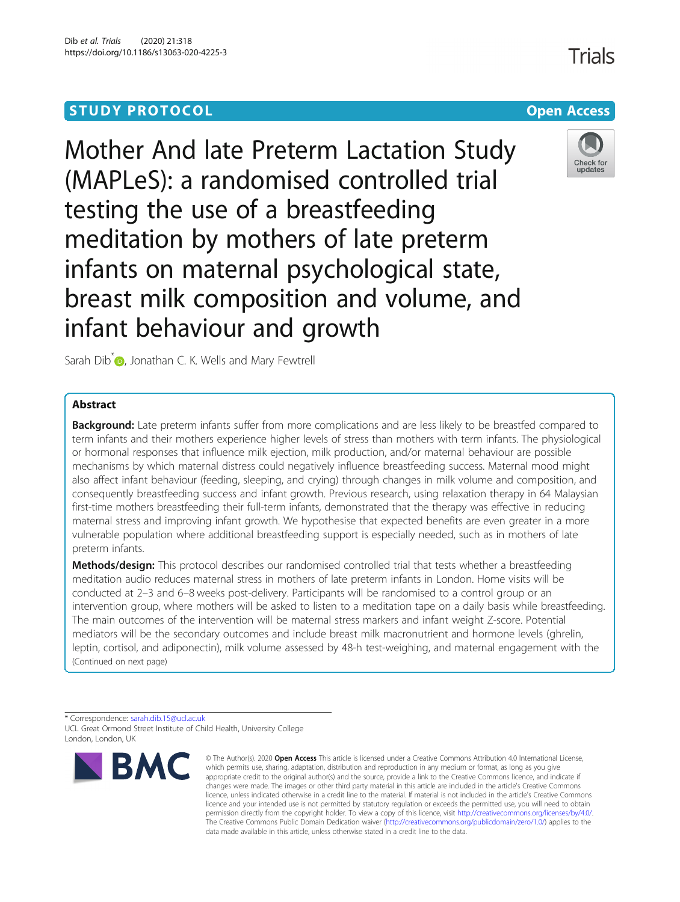STUDY PROTOCOL

Open Access

# Mother And late Preterm Lactation Study (MAPLeS): a randomised controlled trial testing the use of a breastfeeding meditation by mothers of late preterm infants on maternal psychological state, breast milk composition and volume, and infant behaviour and growth

Sarah Dib*, Jonathan C. K. Wells and Mary Fewtrell

## Abstract

**Background:** Late preterm infants suffer from more complications and are less likely to be breastfed compared to term infants and their mothers experience higher levels of stress than mothers with term infants. The physiological or hormonal responses that influence milk ejection, milk production, and/or maternal behaviour are possible mechanisms by which maternal distress could negatively influence breastfeeding success. Maternal mood might also affect infant behaviour (feeding, sleeping, and crying) through changes in milk volume and composition, and consequently breastfeeding success and infant growth. Previous research, using relaxation therapy in 64 Malaysian first-time mothers breastfeeding their full-term infants, demonstrated that the therapy was effective in reducing maternal stress and improving infant growth. We hypothesise that expected benefits are even greater in a more vulnerable population where additional breastfeeding support is especially needed, such as in mothers of late preterm infants.

**Methods/design:** This protocol describes our randomised controlled trial that tests whether a breastfeeding meditation audio reduces maternal stress in mothers of late preterm infants in London. Home visits will be conducted at 2–3 and 6–8 weeks post-delivery. Participants will be randomised to a control group or an intervention group, where mothers will be asked to listen to a meditation tape on a daily basis while breastfeeding. The main outcomes of the intervention will be maternal stress markers and infant weight Z-score. Potential mediators will be the secondary outcomes and include breast milk macronutrient and hormone levels (ghrelin, leptin, cortisol, and adiponectin), milk volume assessed by 48-h test-weighing, and maternal engagement with the

(Continued on next page)

* Correspondence: sarah.dib.15@ucl.ac.uk
UCL Great Ormond Street Institute of Child Health, University College London, London, UK

© The Author(s). 2020 **Open Access** This article is licensed under a Creative Commons Attribution 4.0 International License, which permits use, sharing, adaptation, distribution and reproduction in any medium or format, as long as you give appropriate credit to the original author(s) and the source, provide a link to the Creative Commons licence, and indicate if changes were made. The images or other third party material in this article are included in the article's Creative Commons licence, unless indicated otherwise in a credit line to the material. If material is not included in the article's Creative Commons licence and your intended use is not permitted by statutory regulation or exceeds the permitted use, you will need to obtain permission directly from the copyright holder. To view a copy of this licence, visit http://creativecommons.org/licenses/by/4.0/. The Creative Commons Public Domain Dedication waiver (http://creativecommons.org/publicdomain/zero/1.0/) applies to the data made available in this article, unless otherwise stated in a credit line to the data.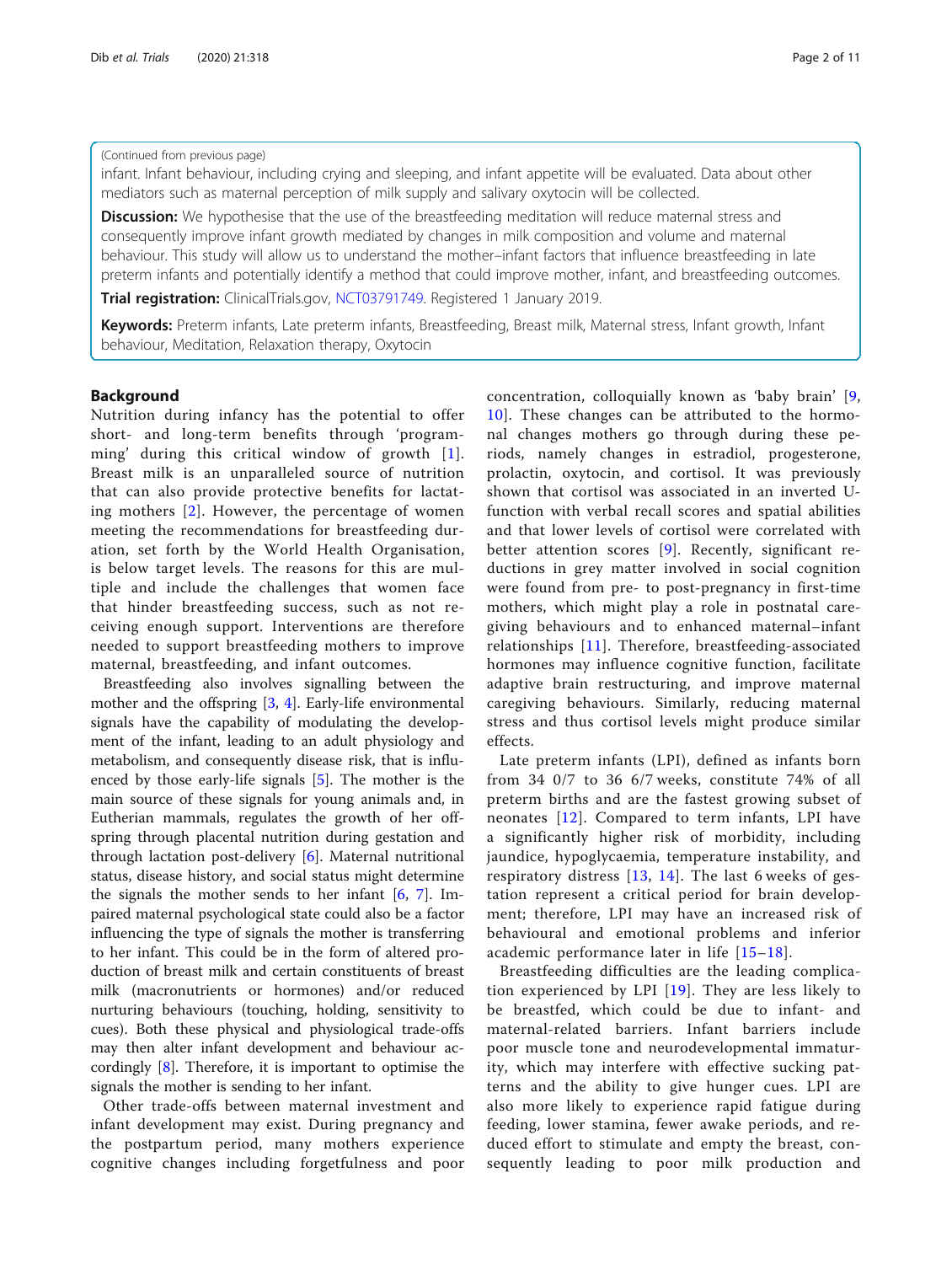(Continued from previous page)

infant. Infant behaviour, including crying and sleeping, and infant appetite will be evaluated. Data about other mediators such as maternal perception of milk supply and salivary oxytocin will be collected.

**Discussion:** We hypothesise that the use of the breastfeeding meditation will reduce maternal stress and consequently improve infant growth mediated by changes in milk composition and volume and maternal behaviour. This study will allow us to understand the mother–infant factors that influence breastfeeding in late preterm infants and potentially identify a method that could improve mother, infant, and breastfeeding outcomes.

**Trial registration:** ClinicalTrials.gov, NCT03791749. Registered 1 January 2019.

**Keywords:** Preterm infants, Late preterm infants, Breastfeeding, Breast milk, Maternal stress, Infant growth, Infant behaviour, Meditation, Relaxation therapy, Oxytocin

## Background

Nutrition during infancy has the potential to offer short- and long-term benefits through 'programming' during this critical window of growth [1]. Breast milk is an unparalleled source of nutrition that can also provide protective benefits for lactating mothers [2]. However, the percentage of women meeting the recommendations for breastfeeding duration, set forth by the World Health Organisation, is below target levels. The reasons for this are multiple and include the challenges that women face that hinder breastfeeding success, such as not receiving enough support. Interventions are therefore needed to support breastfeeding mothers to improve maternal, breastfeeding, and infant outcomes.

Breastfeeding also involves signalling between the mother and the offspring [3, 4]. Early-life environmental signals have the capability of modulating the development of the infant, leading to an adult physiology and metabolism, and consequently disease risk, that is influenced by those early-life signals [5]. The mother is the main source of these signals for young animals and, in Eutherian mammals, regulates the growth of her offspring through placental nutrition during gestation and through lactation post-delivery [6]. Maternal nutritional status, disease history, and social status might determine the signals the mother sends to her infant [6, 7]. Impaired maternal psychological state could also be a factor influencing the type of signals the mother is transferring to her infant. This could be in the form of altered production of breast milk and certain constituents of breast milk (macronutrients or hormones) and/or reduced nurturing behaviours (touching, holding, sensitivity to cues). Both these physical and physiological trade-offs may then alter infant development and behaviour accordingly [8]. Therefore, it is important to optimise the signals the mother is sending to her infant.

Other trade-offs between maternal investment and infant development may exist. During pregnancy and the postpartum period, many mothers experience cognitive changes including forgetfulness and poor concentration, colloquially known as 'baby brain' [9, 10]. These changes can be attributed to the hormonal changes mothers go through during these periods, namely changes in estradiol, progesterone, prolactin, oxytocin, and cortisol. It was previously shown that cortisol was associated in an inverted U-function with verbal recall scores and spatial abilities and that lower levels of cortisol were correlated with better attention scores [9]. Recently, significant reductions in grey matter involved in social cognition were found from pre- to post-pregnancy in first-time mothers, which might play a role in postnatal caregiving behaviours and to enhanced maternal–infant relationships [11]. Therefore, breastfeeding-associated hormones may influence cognitive function, facilitate adaptive brain restructuring, and improve maternal caregiving behaviours. Similarly, reducing maternal stress and thus cortisol levels might produce similar effects.

Late preterm infants (LPI), defined as infants born from 34 0/7 to 36 6/7 weeks, constitute 74% of all preterm births and are the fastest growing subset of neonates [12]. Compared to term infants, LPI have a significantly higher risk of morbidity, including jaundice, hypoglycaemia, temperature instability, and respiratory distress [13, 14]. The last 6 weeks of gestation represent a critical period for brain development; therefore, LPI may have an increased risk of behavioural and emotional problems and inferior academic performance later in life [15–18].

Breastfeeding difficulties are the leading complication experienced by LPI [19]. They are less likely to be breastfed, which could be due to infant- and maternal-related barriers. Infant barriers include poor muscle tone and neurodevelopmental immaturity, which may interfere with effective sucking patterns and the ability to give hunger cues. LPI are also more likely to experience rapid fatigue during feeding, lower stamina, fewer awake periods, and reduced effort to stimulate and empty the breast, consequently leading to poor milk production and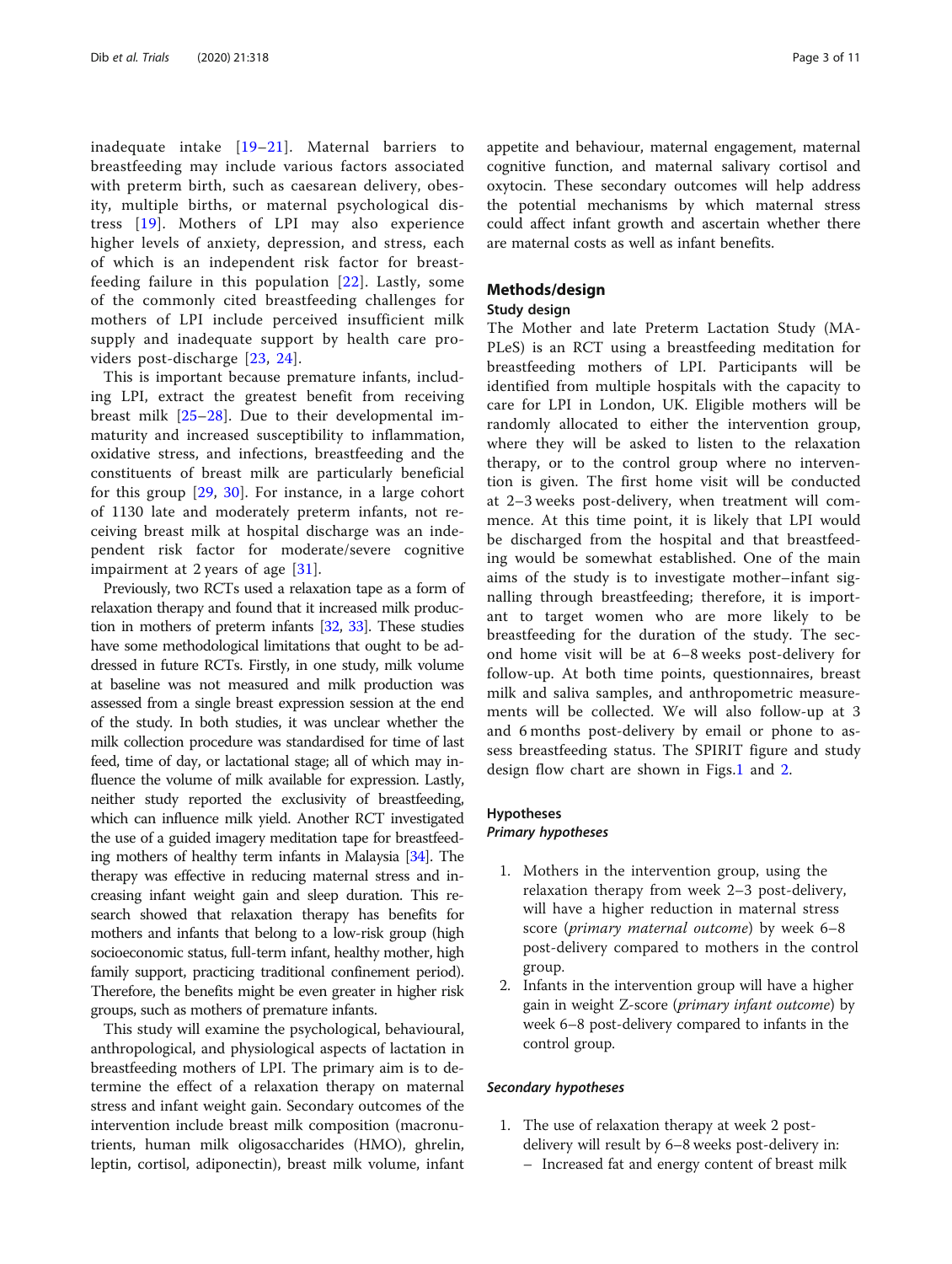inadequate intake [19–21]. Maternal barriers to breastfeeding may include various factors associated with preterm birth, such as caesarean delivery, obesity, multiple births, or maternal psychological distress [19]. Mothers of LPI may also experience higher levels of anxiety, depression, and stress, each of which is an independent risk factor for breastfeeding failure in this population [22]. Lastly, some of the commonly cited breastfeeding challenges for mothers of LPI include perceived insufficient milk supply and inadequate support by health care providers post-discharge [23, 24].

This is important because premature infants, including LPI, extract the greatest benefit from receiving breast milk [25–28]. Due to their developmental immaturity and increased susceptibility to inflammation, oxidative stress, and infections, breastfeeding and the constituents of breast milk are particularly beneficial for this group [29, 30]. For instance, in a large cohort of 1130 late and moderately preterm infants, not receiving breast milk at hospital discharge was an independent risk factor for moderate/severe cognitive impairment at 2 years of age [31].

Previously, two RCTs used a relaxation tape as a form of relaxation therapy and found that it increased milk production in mothers of preterm infants [32, 33]. These studies have some methodological limitations that ought to be addressed in future RCTs. Firstly, in one study, milk volume at baseline was not measured and milk production was assessed from a single breast expression session at the end of the study. In both studies, it was unclear whether the milk collection procedure was standardised for time of last feed, time of day, or lactational stage; all of which may influence the volume of milk available for expression. Lastly, neither study reported the exclusivity of breastfeeding, which can influence milk yield. Another RCT investigated the use of a guided imagery meditation tape for breastfeeding mothers of healthy term infants in Malaysia [34]. The therapy was effective in reducing maternal stress and increasing infant weight gain and sleep duration. This research showed that relaxation therapy has benefits for mothers and infants that belong to a low-risk group (high socioeconomic status, full-term infant, healthy mother, high family support, practicing traditional confinement period). Therefore, the benefits might be even greater in higher risk groups, such as mothers of premature infants.

This study will examine the psychological, behavioural, anthropological, and physiological aspects of lactation in breastfeeding mothers of LPI. The primary aim is to determine the effect of a relaxation therapy on maternal stress and infant weight gain. Secondary outcomes of the intervention include breast milk composition (macronutrients, human milk oligosaccharides (HMO), ghrelin, leptin, cortisol, adiponectin), breast milk volume, infant appetite and behaviour, maternal engagement, maternal cognitive function, and maternal salivary cortisol and oxytocin. These secondary outcomes will help address the potential mechanisms by which maternal stress could affect infant growth and ascertain whether there are maternal costs as well as infant benefits.

## Methods/design

### Study design

The Mother and late Preterm Lactation Study (MAPLeS) is an RCT using a breastfeeding meditation for breastfeeding mothers of LPI. Participants will be identified from multiple hospitals with the capacity to care for LPI in London, UK. Eligible mothers will be randomly allocated to either the intervention group, where they will be asked to listen to the relaxation therapy, or to the control group where no intervention is given. The first home visit will be conducted at 2–3 weeks post-delivery, when treatment will commence. At this time point, it is likely that LPI would be discharged from the hospital and that breastfeeding would be somewhat established. One of the main aims of the study is to investigate mother–infant signalling through breastfeeding; therefore, it is important to target women who are more likely to be breastfeeding for the duration of the study. The second home visit will be at 6–8 weeks post-delivery for follow-up. At both time points, questionnaires, breast milk and saliva samples, and anthropometric measurements will be collected. We will also follow-up at 3 and 6 months post-delivery by email or phone to assess breastfeeding status. The SPIRIT figure and study design flow chart are shown in Figs. 1 and 2.

### Hypotheses

#### *Primary hypotheses*

1. Mothers in the intervention group, using the relaxation therapy from week 2–3 post-delivery, will have a higher reduction in maternal stress score (*primary maternal outcome*) by week 6–8 post-delivery compared to mothers in the control group.
2. Infants in the intervention group will have a higher gain in weight Z-score (*primary infant outcome*) by week 6–8 post-delivery compared to infants in the control group.

#### *Secondary hypotheses*

1. The use of relaxation therapy at week 2 post-delivery will result by 6–8 weeks post-delivery in:
   – Increased fat and energy content of breast milk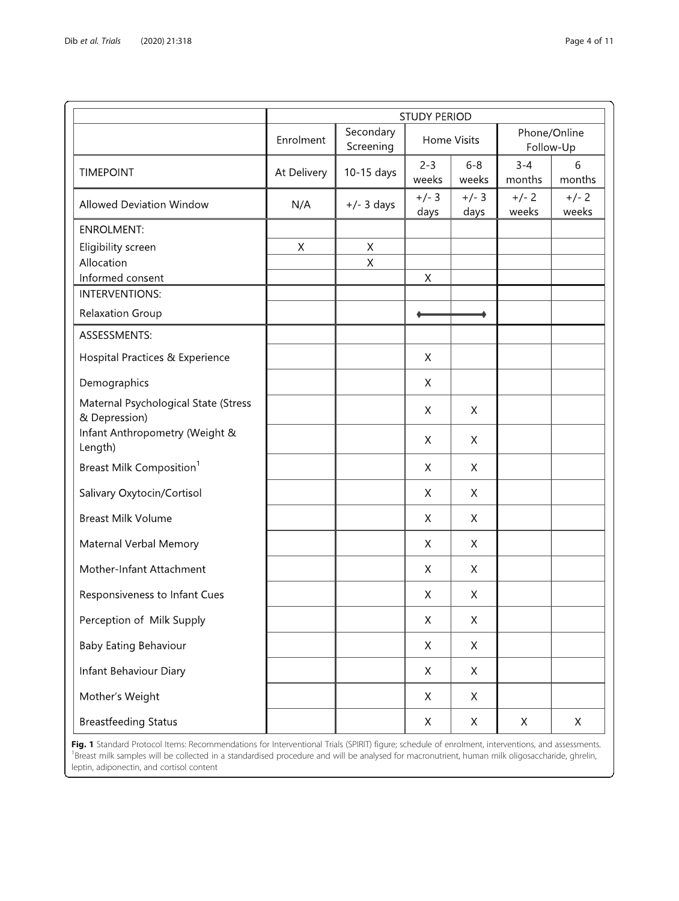| | STUDY PERIOD | | | | | |
|---|---|---|---|---|---|---|
| | Enrolment | Secondary Screening | Home Visits | | Phone/Online Follow-Up | |
| TIMEPOINT | At Delivery | 10-15 days | 2-3 weeks | 6-8 weeks | 3-4 months | 6 months |
| Allowed Deviation Window | N/A | +/- 3 days | +/- 3 days | +/- 3 days | +/- 2 weeks | +/- 2 weeks |
| ENROLMENT: | | | | | | |
| Eligibility screen | X | X | | | | |
| Allocation | | X | | | | |
| Informed consent | | | X | | | |
| INTERVENTIONS: | | | | | | |
| Relaxation Group | | | ◆———— | ————◆ | | |
| ASSESSMENTS: | | | | | | |
| Hospital Practices & Experience | | | X | | | |
| Demographics | | | X | | | |
| Maternal Psychological State (Stress & Depression) | | | X | X | | |
| Infant Anthropometry (Weight & Length) | | | X | X | | |
| Breast Milk Composition[1] | | | X | X | | |
| Salivary Oxytocin/Cortisol | | | X | X | | |
| Breast Milk Volume | | | X | X | | |
| Maternal Verbal Memory | | | X | X | | |
| Mother-Infant Attachment | | | X | X | | |
| Responsiveness to Infant Cues | | | X | X | | |
| Perception of Milk Supply | | | X | X | | |
| Baby Eating Behaviour | | | X | X | | |
| Infant Behaviour Diary | | | X | X | | |
| Mother's Weight | | | X | X | | |
| Breastfeeding Status | | | X | X | X | X |

**Fig. 1** Standard Protocol Items: Recommendations for Interventional Trials (SPIRIT) figure; schedule of enrolment, interventions, and assessments. [1]Breast milk samples will be collected in a standardised procedure and will be analysed for macronutrient, human milk oligosaccharide, ghrelin, leptin, adiponectin, and cortisol content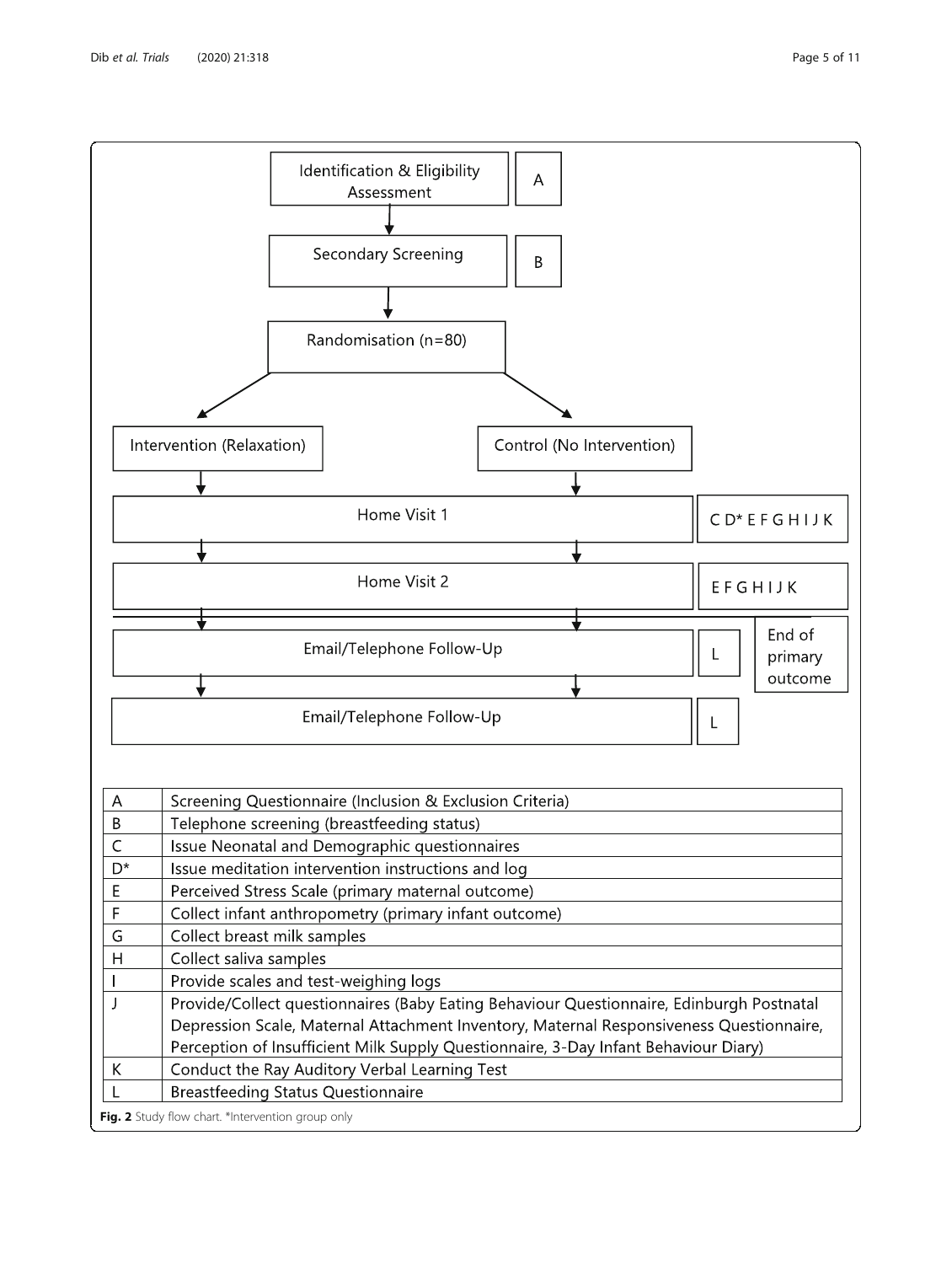Identification & Eligibility Assessment — A

Secondary Screening — B

Randomisation (n=80)

Intervention (Relaxation) | Control (No Intervention)

Home Visit 1 — C D* E F G H I J K

Home Visit 2 — E F G H I J K

Email/Telephone Follow-Up — L — End of primary outcome

Email/Telephone Follow-Up — L

| | |
|---|---|
| A | Screening Questionnaire (Inclusion & Exclusion Criteria) |
| B | Telephone screening (breastfeeding status) |
| C | Issue Neonatal and Demographic questionnaires |
| D* | Issue meditation intervention instructions and log |
| E | Perceived Stress Scale (primary maternal outcome) |
| F | Collect infant anthropometry (primary infant outcome) |
| G | Collect breast milk samples |
| H | Collect saliva samples |
| I | Provide scales and test-weighing logs |
| J | Provide/Collect questionnaires (Baby Eating Behaviour Questionnaire, Edinburgh Postnatal Depression Scale, Maternal Attachment Inventory, Maternal Responsiveness Questionnaire, Perception of Insufficient Milk Supply Questionnaire, 3-Day Infant Behaviour Diary) |
| K | Conduct the Ray Auditory Verbal Learning Test |
| L | Breastfeeding Status Questionnaire |

**Fig. 2** Study flow chart. *Intervention group only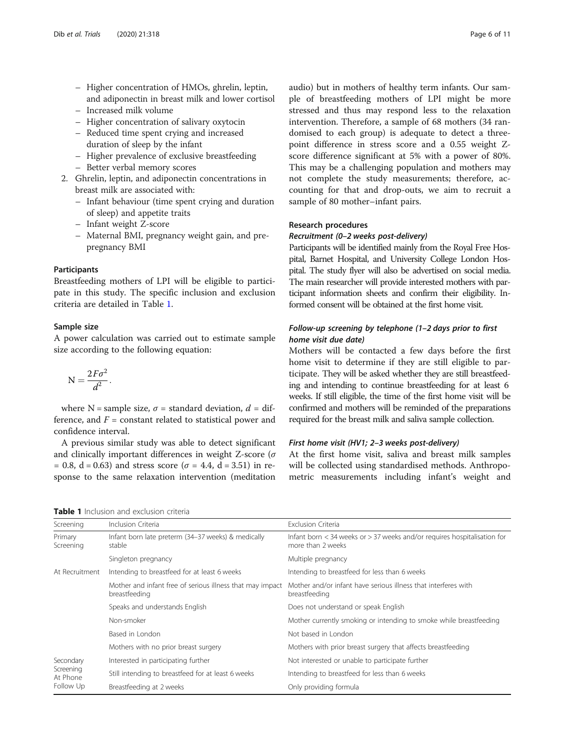- Higher concentration of HMOs, ghrelin, leptin, and adiponectin in breast milk and lower cortisol
  - Increased milk volume
  - Higher concentration of salivary oxytocin
  - Reduced time spent crying and increased duration of sleep by the infant
  - Higher prevalence of exclusive breastfeeding
  - Better verbal memory scores
2. Ghrelin, leptin, and adiponectin concentrations in breast milk are associated with:
   - Infant behaviour (time spent crying and duration of sleep) and appetite traits
   - Infant weight Z-score
   - Maternal BMI, pregnancy weight gain, and pre-pregnancy BMI

### Participants

Breastfeeding mothers of LPI will be eligible to participate in this study. The specific inclusion and exclusion criteria are detailed in Table 1.

### Sample size

A power calculation was carried out to estimate sample size according to the following equation:

$$\mathrm{N} = \frac{2F\sigma^2}{d^2}.$$

where N = sample size, $\sigma$ = standard deviation, $d$ = difference, and $F$ = constant related to statistical power and confidence interval.

A previous similar study was able to detect significant and clinically important differences in weight Z-score ($\sigma$ = 0.8, d = 0.63) and stress score ($\sigma$ = 4.4, d = 3.51) in response to the same relaxation intervention (meditation audio) but in mothers of healthy term infants. Our sample of breastfeeding mothers of LPI might be more stressed and thus may respond less to the relaxation intervention. Therefore, a sample of 68 mothers (34 randomised to each group) is adequate to detect a three-point difference in stress score and a 0.55 weight Z-score difference significant at 5% with a power of 80%. This may be a challenging population and mothers may not complete the study measurements; therefore, accounting for that and drop-outs, we aim to recruit a sample of 80 mother–infant pairs.

### Research procedures

#### *Recruitment (0–2 weeks post-delivery)*

Participants will be identified mainly from the Royal Free Hospital, Barnet Hospital, and University College London Hospital. The study flyer will also be advertised on social media. The main researcher will provide interested mothers with participant information sheets and confirm their eligibility. Informed consent will be obtained at the first home visit.

#### *Follow-up screening by telephone (1–2 days prior to first home visit due date)*

Mothers will be contacted a few days before the first home visit to determine if they are still eligible to participate. They will be asked whether they are still breastfeeding and intending to continue breastfeeding for at least 6 weeks. If still eligible, the time of the first home visit will be confirmed and mothers will be reminded of the preparations required for the breast milk and saliva sample collection.

#### *First home visit (HV1; 2–3 weeks post-delivery)*

At the first home visit, saliva and breast milk samples will be collected using standardised methods. Anthropometric measurements including infant's weight and

**Table 1** Inclusion and exclusion criteria

| Screening | Inclusion Criteria | Exclusion Criteria |
|---|---|---|
| Primary Screening | Infant born late preterm (34–37 weeks) & medically stable | Infant born < 34 weeks or > 37 weeks and/or requires hospitalisation for more than 2 weeks |
| | Singleton pregnancy | Multiple pregnancy |
| At Recruitment | Intending to breastfeed for at least 6 weeks | Intending to breastfeed for less than 6 weeks |
| | Mother and infant free of serious illness that may impact breastfeeding | Mother and/or infant have serious illness that interferes with breastfeeding |
| | Speaks and understands English | Does not understand or speak English |
| | Non-smoker | Mother currently smoking or intending to smoke while breastfeeding |
| | Based in London | Not based in London |
| | Mothers with no prior breast surgery | Mothers with prior breast surgery that affects breastfeeding |
| Secondary Screening At Phone Follow Up | Interested in participating further | Not interested or unable to participate further |
| | Still intending to breastfeed for at least 6 weeks | Intending to breastfeed for less than 6 weeks |
| | Breastfeeding at 2 weeks | Only providing formula |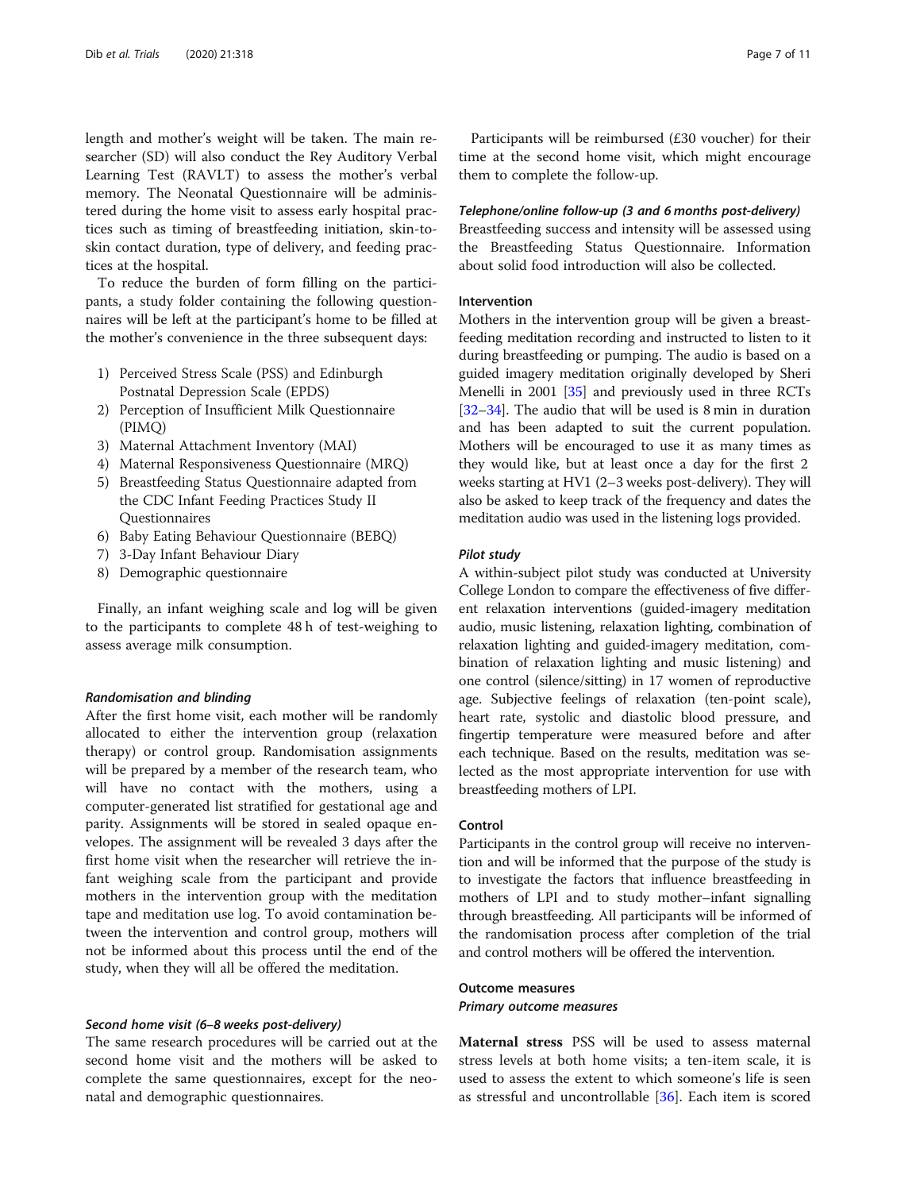length and mother's weight will be taken. The main researcher (SD) will also conduct the Rey Auditory Verbal Learning Test (RAVLT) to assess the mother's verbal memory. The Neonatal Questionnaire will be administered during the home visit to assess early hospital practices such as timing of breastfeeding initiation, skin-to-skin contact duration, type of delivery, and feeding practices at the hospital.

To reduce the burden of form filling on the participants, a study folder containing the following questionnaires will be left at the participant's home to be filled at the mother's convenience in the three subsequent days:

1) Perceived Stress Scale (PSS) and Edinburgh Postnatal Depression Scale (EPDS)
2) Perception of Insufficient Milk Questionnaire (PIMQ)
3) Maternal Attachment Inventory (MAI)
4) Maternal Responsiveness Questionnaire (MRQ)
5) Breastfeeding Status Questionnaire adapted from the CDC Infant Feeding Practices Study II Questionnaires
6) Baby Eating Behaviour Questionnaire (BEBQ)
7) 3-Day Infant Behaviour Diary
8) Demographic questionnaire

Finally, an infant weighing scale and log will be given to the participants to complete 48 h of test-weighing to assess average milk consumption.

#### *Randomisation and blinding*

After the first home visit, each mother will be randomly allocated to either the intervention group (relaxation therapy) or control group. Randomisation assignments will be prepared by a member of the research team, who will have no contact with the mothers, using a computer-generated list stratified for gestational age and parity. Assignments will be stored in sealed opaque envelopes. The assignment will be revealed 3 days after the first home visit when the researcher will retrieve the infant weighing scale from the participant and provide mothers in the intervention group with the meditation tape and meditation use log. To avoid contamination between the intervention and control group, mothers will not be informed about this process until the end of the study, when they will all be offered the meditation.

#### *Second home visit (6–8 weeks post-delivery)*

The same research procedures will be carried out at the second home visit and the mothers will be asked to complete the same questionnaires, except for the neonatal and demographic questionnaires.

Participants will be reimbursed (£30 voucher) for their time at the second home visit, which might encourage them to complete the follow-up.

#### *Telephone/online follow-up (3 and 6 months post-delivery)*

Breastfeeding success and intensity will be assessed using the Breastfeeding Status Questionnaire. Information about solid food introduction will also be collected.

### Intervention

Mothers in the intervention group will be given a breastfeeding meditation recording and instructed to listen to it during breastfeeding or pumping. The audio is based on a guided imagery meditation originally developed by Sheri Menelli in 2001 [35] and previously used in three RCTs [32–34]. The audio that will be used is 8 min in duration and has been adapted to suit the current population. Mothers will be encouraged to use it as many times as they would like, but at least once a day for the first 2 weeks starting at HV1 (2–3 weeks post-delivery). They will also be asked to keep track of the frequency and dates the meditation audio was used in the listening logs provided.

#### *Pilot study*

A within-subject pilot study was conducted at University College London to compare the effectiveness of five different relaxation interventions (guided-imagery meditation audio, music listening, relaxation lighting, combination of relaxation lighting and guided-imagery meditation, combination of relaxation lighting and music listening) and one control (silence/sitting) in 17 women of reproductive age. Subjective feelings of relaxation (ten-point scale), heart rate, systolic and diastolic blood pressure, and fingertip temperature were measured before and after each technique. Based on the results, meditation was selected as the most appropriate intervention for use with breastfeeding mothers of LPI.

### Control

Participants in the control group will receive no intervention and will be informed that the purpose of the study is to investigate the factors that influence breastfeeding in mothers of LPI and to study mother–infant signalling through breastfeeding. All participants will be informed of the randomisation process after completion of the trial and control mothers will be offered the intervention.

### Outcome measures

#### *Primary outcome measures*

**Maternal stress** PSS will be used to assess maternal stress levels at both home visits; a ten-item scale, it is used to assess the extent to which someone's life is seen as stressful and uncontrollable [36]. Each item is scored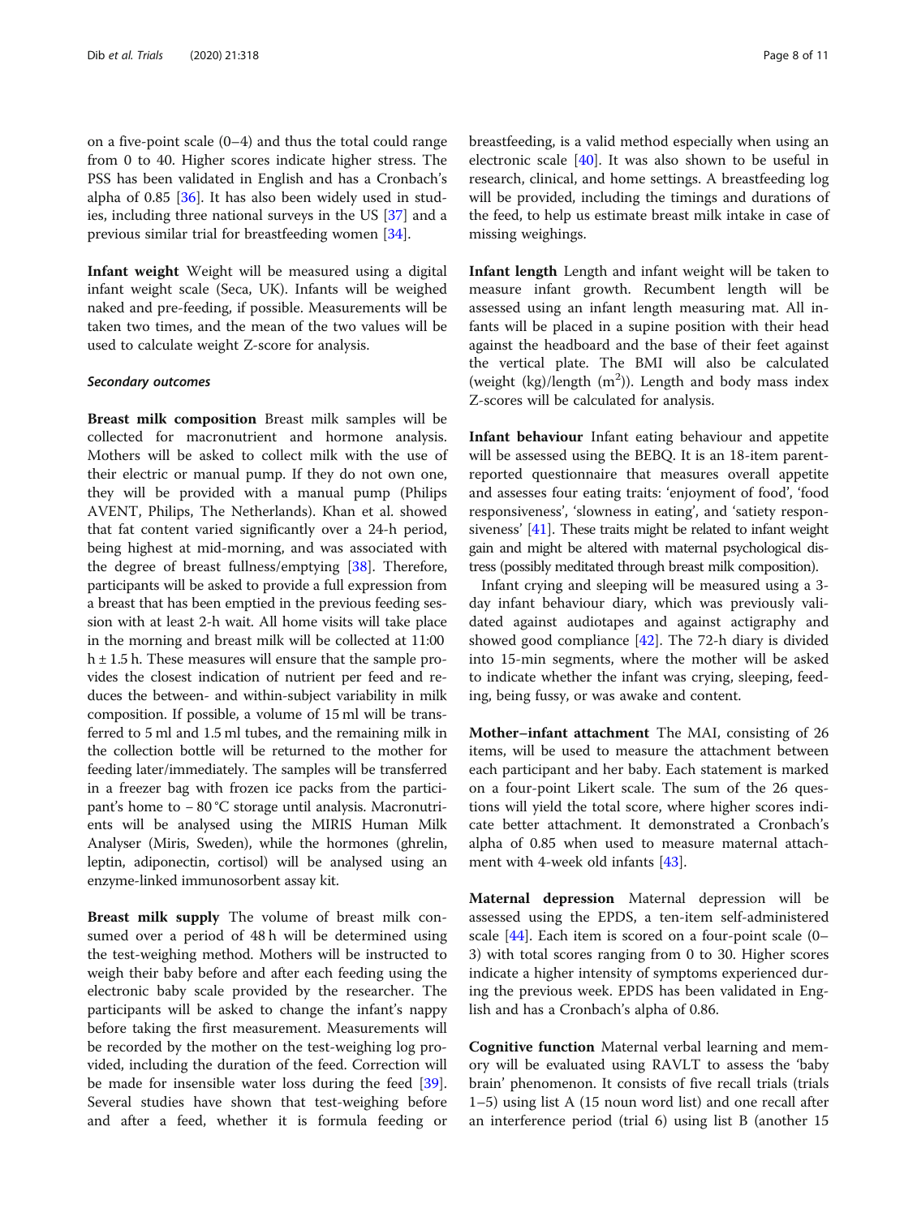on a five-point scale (0–4) and thus the total could range from 0 to 40. Higher scores indicate higher stress. The PSS has been validated in English and has a Cronbach's alpha of 0.85 [36]. It has also been widely used in studies, including three national surveys in the US [37] and a previous similar trial for breastfeeding women [34].

**Infant weight** Weight will be measured using a digital infant weight scale (Seca, UK). Infants will be weighed naked and pre-feeding, if possible. Measurements will be taken two times, and the mean of the two values will be used to calculate weight Z-score for analysis.

***Secondary outcomes***

**Breast milk composition** Breast milk samples will be collected for macronutrient and hormone analysis. Mothers will be asked to collect milk with the use of their electric or manual pump. If they do not own one, they will be provided with a manual pump (Philips AVENT, Philips, The Netherlands). Khan et al. showed that fat content varied significantly over a 24-h period, being highest at mid-morning, and was associated with the degree of breast fullness/emptying [38]. Therefore, participants will be asked to provide a full expression from a breast that has been emptied in the previous feeding session with at least 2-h wait. All home visits will take place in the morning and breast milk will be collected at 11:00 h ± 1.5 h. These measures will ensure that the sample provides the closest indication of nutrient per feed and reduces the between- and within-subject variability in milk composition. If possible, a volume of 15 ml will be transferred to 5 ml and 1.5 ml tubes, and the remaining milk in the collection bottle will be returned to the mother for feeding later/immediately. The samples will be transferred in a freezer bag with frozen ice packs from the participant's home to − 80 °C storage until analysis. Macronutrients will be analysed using the MIRIS Human Milk Analyser (Miris, Sweden), while the hormones (ghrelin, leptin, adiponectin, cortisol) will be analysed using an enzyme-linked immunosorbent assay kit.

**Breast milk supply** The volume of breast milk consumed over a period of 48 h will be determined using the test-weighing method. Mothers will be instructed to weigh their baby before and after each feeding using the electronic baby scale provided by the researcher. The participants will be asked to change the infant's nappy before taking the first measurement. Measurements will be recorded by the mother on the test-weighing log provided, including the duration of the feed. Correction will be made for insensible water loss during the feed [39]. Several studies have shown that test-weighing before and after a feed, whether it is formula feeding or breastfeeding, is a valid method especially when using an electronic scale [40]. It was also shown to be useful in research, clinical, and home settings. A breastfeeding log will be provided, including the timings and durations of the feed, to help us estimate breast milk intake in case of missing weighings.

**Infant length** Length and infant weight will be taken to measure infant growth. Recumbent length will be assessed using an infant length measuring mat. All infants will be placed in a supine position with their head against the headboard and the base of their feet against the vertical plate. The BMI will also be calculated (weight (kg)/length ($m^2$)). Length and body mass index Z-scores will be calculated for analysis.

**Infant behaviour** Infant eating behaviour and appetite will be assessed using the BEBQ. It is an 18-item parent-reported questionnaire that measures overall appetite and assesses four eating traits: 'enjoyment of food', 'food responsiveness', 'slowness in eating', and 'satiety responsiveness' [41]. These traits might be related to infant weight gain and might be altered with maternal psychological distress (possibly meditated through breast milk composition).

Infant crying and sleeping will be measured using a 3-day infant behaviour diary, which was previously validated against audiotapes and against actigraphy and showed good compliance [42]. The 72-h diary is divided into 15-min segments, where the mother will be asked to indicate whether the infant was crying, sleeping, feeding, being fussy, or was awake and content.

**Mother–infant attachment** The MAI, consisting of 26 items, will be used to measure the attachment between each participant and her baby. Each statement is marked on a four-point Likert scale. The sum of the 26 questions will yield the total score, where higher scores indicate better attachment. It demonstrated a Cronbach's alpha of 0.85 when used to measure maternal attachment with 4-week old infants [43].

**Maternal depression** Maternal depression will be assessed using the EPDS, a ten-item self-administered scale [44]. Each item is scored on a four-point scale (0–3) with total scores ranging from 0 to 30. Higher scores indicate a higher intensity of symptoms experienced during the previous week. EPDS has been validated in English and has a Cronbach's alpha of 0.86.

**Cognitive function** Maternal verbal learning and memory will be evaluated using RAVLT to assess the 'baby brain' phenomenon. It consists of five recall trials (trials 1–5) using list A (15 noun word list) and one recall after an interference period (trial 6) using list B (another 15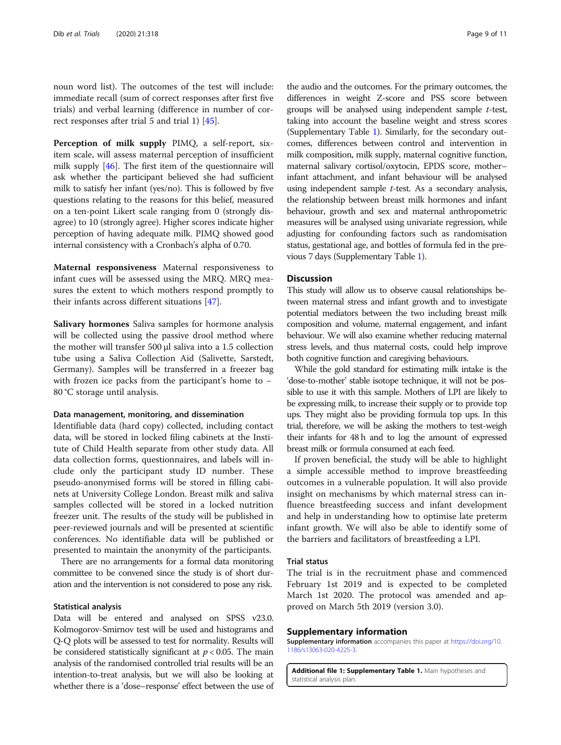noun word list). The outcomes of the test will include: immediate recall (sum of correct responses after first five trials) and verbal learning (difference in number of correct responses after trial 5 and trial 1) [45].

**Perception of milk supply** PIMQ, a self-report, six-item scale, will assess maternal perception of insufficient milk supply [46]. The first item of the questionnaire will ask whether the participant believed she had sufficient milk to satisfy her infant (yes/no). This is followed by five questions relating to the reasons for this belief, measured on a ten-point Likert scale ranging from 0 (strongly disagree) to 10 (strongly agree). Higher scores indicate higher perception of having adequate milk. PIMQ showed good internal consistency with a Cronbach's alpha of 0.70.

**Maternal responsiveness** Maternal responsiveness to infant cues will be assessed using the MRQ. MRQ measures the extent to which mothers respond promptly to their infants across different situations [47].

**Salivary hormones** Saliva samples for hormone analysis will be collected using the passive drool method where the mother will transfer 500 μl saliva into a 1.5 collection tube using a Saliva Collection Aid (Salivette, Sarstedt, Germany). Samples will be transferred in a freezer bag with frozen ice packs from the participant's home to −80 °C storage until analysis.

### Data management, monitoring, and dissemination

Identifiable data (hard copy) collected, including contact data, will be stored in locked filing cabinets at the Institute of Child Health separate from other study data. All data collection forms, questionnaires, and labels will include only the participant study ID number. These pseudo-anonymised forms will be stored in filling cabinets at University College London. Breast milk and saliva samples collected will be stored in a locked nutrition freezer unit. The results of the study will be published in peer-reviewed journals and will be presented at scientific conferences. No identifiable data will be published or presented to maintain the anonymity of the participants.

There are no arrangements for a formal data monitoring committee to be convened since the study is of short duration and the intervention is not considered to pose any risk.

### Statistical analysis

Data will be entered and analysed on SPSS v23.0. Kolmogorov-Smirnov test will be used and histograms and Q-Q plots will be assessed to test for normality. Results will be considered statistically significant at $p < 0.05$. The main analysis of the randomised controlled trial results will be an intention-to-treat analysis, but we will also be looking at whether there is a 'dose–response' effect between the use of the audio and the outcomes. For the primary outcomes, the differences in weight Z-score and PSS score between groups will be analysed using independent sample *t*-test, taking into account the baseline weight and stress scores (Supplementary Table 1). Similarly, for the secondary outcomes, differences between control and intervention in milk composition, milk supply, maternal cognitive function, maternal salivary cortisol/oxytocin, EPDS score, mother–infant attachment, and infant behaviour will be analysed using independent sample *t*-test. As a secondary analysis, the relationship between breast milk hormones and infant behaviour, growth and sex and maternal anthropometric measures will be analysed using univariate regression, while adjusting for confounding factors such as randomisation status, gestational age, and bottles of formula fed in the previous 7 days (Supplementary Table 1).

## Discussion

This study will allow us to observe causal relationships between maternal stress and infant growth and to investigate potential mediators between the two including breast milk composition and volume, maternal engagement, and infant behaviour. We will also examine whether reducing maternal stress levels, and thus maternal costs, could help improve both cognitive function and caregiving behaviours.

While the gold standard for estimating milk intake is the 'dose-to-mother' stable isotope technique, it will not be possible to use it with this sample. Mothers of LPI are likely to be expressing milk, to increase their supply or to provide top ups. They might also be providing formula top ups. In this trial, therefore, we will be asking the mothers to test-weigh their infants for 48 h and to log the amount of expressed breast milk or formula consumed at each feed.

If proven beneficial, the study will be able to highlight a simple accessible method to improve breastfeeding outcomes in a vulnerable population. It will also provide insight on mechanisms by which maternal stress can influence breastfeeding success and infant development and help in understanding how to optimise late preterm infant growth. We will also be able to identify some of the barriers and facilitators of breastfeeding a LPI.

### Trial status

The trial is in the recruitment phase and commenced February 1st 2019 and is expected to be completed March 1st 2020. The protocol was amended and approved on March 5th 2019 (version 3.0).

## Supplementary information

**Supplementary information** accompanies this paper at https://doi.org/10.1186/s13063-020-4225-3.

**Additional file 1: Supplementary Table 1.** Main hypotheses and statistical analysis plan.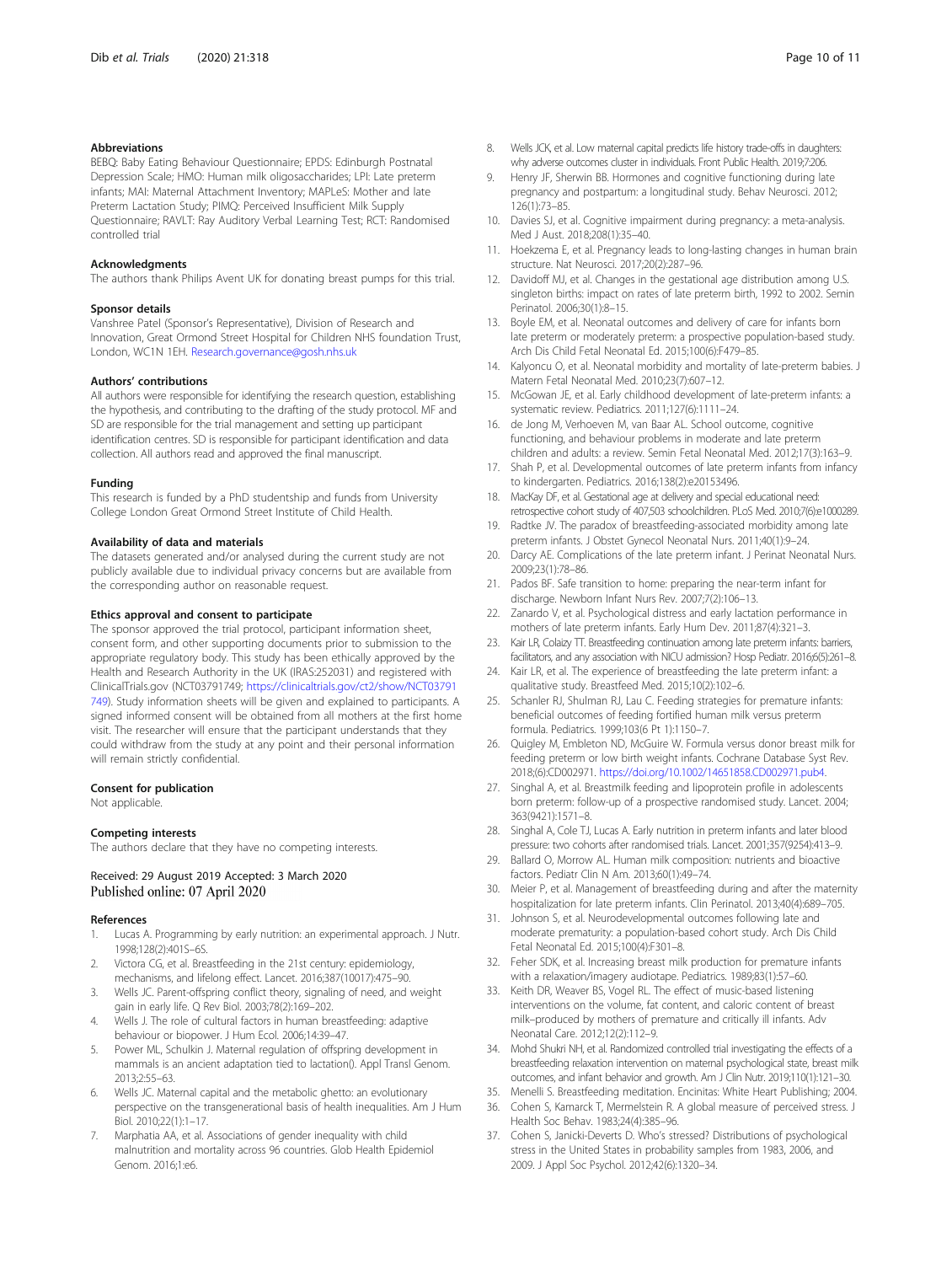### Abbreviations

BEBQ: Baby Eating Behaviour Questionnaire; EPDS: Edinburgh Postnatal Depression Scale; HMO: Human milk oligosaccharides; LPI: Late preterm infants; MAI: Maternal Attachment Inventory; MAPLeS: Mother and late Preterm Lactation Study; PIMQ: Perceived Insufficient Milk Supply Questionnaire; RAVLT: Ray Auditory Verbal Learning Test; RCT: Randomised controlled trial

### Acknowledgments

The authors thank Philips Avent UK for donating breast pumps for this trial.

### Sponsor details

Vanshree Patel (Sponsor's Representative), Division of Research and Innovation, Great Ormond Street Hospital for Children NHS foundation Trust, London, WC1N 1EH. Research.governance@gosh.nhs.uk

### Authors' contributions

All authors were responsible for identifying the research question, establishing the hypothesis, and contributing to the drafting of the study protocol. MF and SD are responsible for the trial management and setting up participant identification centres. SD is responsible for participant identification and data collection. All authors read and approved the final manuscript.

### Funding

This research is funded by a PhD studentship and funds from University College London Great Ormond Street Institute of Child Health.

### Availability of data and materials

The datasets generated and/or analysed during the current study are not publicly available due to individual privacy concerns but are available from the corresponding author on reasonable request.

### Ethics approval and consent to participate

The sponsor approved the trial protocol, participant information sheet, consent form, and other supporting documents prior to submission to the appropriate regulatory body. This study has been ethically approved by the Health and Research Authority in the UK (IRAS:252031) and registered with ClinicalTrials.gov (NCT03791749; https://clinicaltrials.gov/ct2/show/NCT03791749). Study information sheets will be given and explained to participants. A signed informed consent will be obtained from all mothers at the first home visit. The researcher will ensure that the participant understands that they could withdraw from the study at any point and their personal information will remain strictly confidential.

### Consent for publication

Not applicable.

### Competing interests

The authors declare that they have no competing interests.

Received: 29 August 2019 Accepted: 3 March 2020
Published online: 07 April 2020

### References

1. Lucas A. Programming by early nutrition: an experimental approach. J Nutr. 1998;128(2):401S–6S.
2. Victora CG, et al. Breastfeeding in the 21st century: epidemiology, mechanisms, and lifelong effect. Lancet. 2016;387(10017):475–90.
3. Wells JC. Parent-offspring conflict theory, signaling of need, and weight gain in early life. Q Rev Biol. 2003;78(2):169–202.
4. Wells J. The role of cultural factors in human breastfeeding: adaptive behaviour or biopower. J Hum Ecol. 2006;14:39–47.
5. Power ML, Schulkin J. Maternal regulation of offspring development in mammals is an ancient adaptation tied to lactation(). Appl Transl Genom. 2013;2:55–63.
6. Wells JC. Maternal capital and the metabolic ghetto: an evolutionary perspective on the transgenerational basis of health inequalities. Am J Hum Biol. 2010;22(1):1–17.
7. Marphatia AA, et al. Associations of gender inequality with child malnutrition and mortality across 96 countries. Glob Health Epidemiol Genom. 2016;1:e6.
8. Wells JCK, et al. Low maternal capital predicts life history trade-offs in daughters: why adverse outcomes cluster in individuals. Front Public Health. 2019;7:206.
9. Henry JF, Sherwin BB. Hormones and cognitive functioning during late pregnancy and postpartum: a longitudinal study. Behav Neurosci. 2012; 126(1):73–85.
10. Davies SJ, et al. Cognitive impairment during pregnancy: a meta-analysis. Med J Aust. 2018;208(1):35–40.
11. Hoekzema E, et al. Pregnancy leads to long-lasting changes in human brain structure. Nat Neurosci. 2017;20(2):287–96.
12. Davidoff MJ, et al. Changes in the gestational age distribution among U.S. singleton births: impact on rates of late preterm birth, 1992 to 2002. Semin Perinatol. 2006;30(1):8–15.
13. Boyle EM, et al. Neonatal outcomes and delivery of care for infants born late preterm or moderately preterm: a prospective population-based study. Arch Dis Child Fetal Neonatal Ed. 2015;100(6):F479–85.
14. Kalyoncu O, et al. Neonatal morbidity and mortality of late-preterm babies. J Matern Fetal Neonatal Med. 2010;23(7):607–12.
15. McGowan JE, et al. Early childhood development of late-preterm infants: a systematic review. Pediatrics. 2011;127(6):1111–24.
16. de Jong M, Verhoeven M, van Baar AL. School outcome, cognitive functioning, and behaviour problems in moderate and late preterm children and adults: a review. Semin Fetal Neonatal Med. 2012;17(3):163–9.
17. Shah P, et al. Developmental outcomes of late preterm infants from infancy to kindergarten. Pediatrics. 2016;138(2):e20153496.
18. MacKay DF, et al. Gestational age at delivery and special educational need: retrospective cohort study of 407,503 schoolchildren. PLoS Med. 2010;7(6):e1000289.
19. Radtke JV. The paradox of breastfeeding-associated morbidity among late preterm infants. J Obstet Gynecol Neonatal Nurs. 2011;40(1):9–24.
20. Darcy AE. Complications of the late preterm infant. J Perinat Neonatal Nurs. 2009;23(1):78–86.
21. Pados BF. Safe transition to home: preparing the near-term infant for discharge. Newborn Infant Nurs Rev. 2007;7(2):106–13.
22. Zanardo V, et al. Psychological distress and early lactation performance in mothers of late preterm infants. Early Hum Dev. 2011;87(4):321–3.
23. Kair LR, Colaizy TT. Breastfeeding continuation among late preterm infants: barriers, facilitators, and any association with NICU admission? Hosp Pediatr. 2016;6(5):261–8.
24. Kair LR, et al. The experience of breastfeeding the late preterm infant: a qualitative study. Breastfeed Med. 2015;10(2):102–6.
25. Schanler RJ, Shulman RJ, Lau C. Feeding strategies for premature infants: beneficial outcomes of feeding fortified human milk versus preterm formula. Pediatrics. 1999;103(6 Pt 1):1150–7.
26. Quigley M, Embleton ND, McGuire W. Formula versus donor breast milk for feeding preterm or low birth weight infants. Cochrane Database Syst Rev. 2018;(6):CD002971. https://doi.org/10.1002/14651858.CD002971.pub4.
27. Singhal A, et al. Breastmilk feeding and lipoprotein profile in adolescents born preterm: follow-up of a prospective randomised study. Lancet. 2004; 363(9421):1571–8.
28. Singhal A, Cole TJ, Lucas A. Early nutrition in preterm infants and later blood pressure: two cohorts after randomised trials. Lancet. 2001;357(9254):413–9.
29. Ballard O, Morrow AL. Human milk composition: nutrients and bioactive factors. Pediatr Clin N Am. 2013;60(1):49–74.
30. Meier P, et al. Management of breastfeeding during and after the maternity hospitalization for late preterm infants. Clin Perinatol. 2013;40(4):689–705.
31. Johnson S, et al. Neurodevelopmental outcomes following late and moderate prematurity: a population-based cohort study. Arch Dis Child Fetal Neonatal Ed. 2015;100(4):F301–8.
32. Feher SDK, et al. Increasing breast milk production for premature infants with a relaxation/imagery audiotape. Pediatrics. 1989;83(1):57–60.
33. Keith DR, Weaver BS, Vogel RL. The effect of music-based listening interventions on the volume, fat content, and caloric content of breast milk–produced by mothers of premature and critically ill infants. Adv Neonatal Care. 2012;12(2):112–9.
34. Mohd Shukri NH, et al. Randomized controlled trial investigating the effects of a breastfeeding relaxation intervention on maternal psychological state, breast milk outcomes, and infant behavior and growth. Am J Clin Nutr. 2019;110(1):121–30.
35. Menelli S. Breastfeeding meditation. Encinitas: White Heart Publishing; 2004.
36. Cohen S, Kamarck T, Mermelstein R. A global measure of perceived stress. J Health Soc Behav. 1983;24(4):385–96.
37. Cohen S, Janicki-Deverts D. Who's stressed? Distributions of psychological stress in the United States in probability samples from 1983, 2006, and 2009. J Appl Soc Psychol. 2012;42(6):1320–34.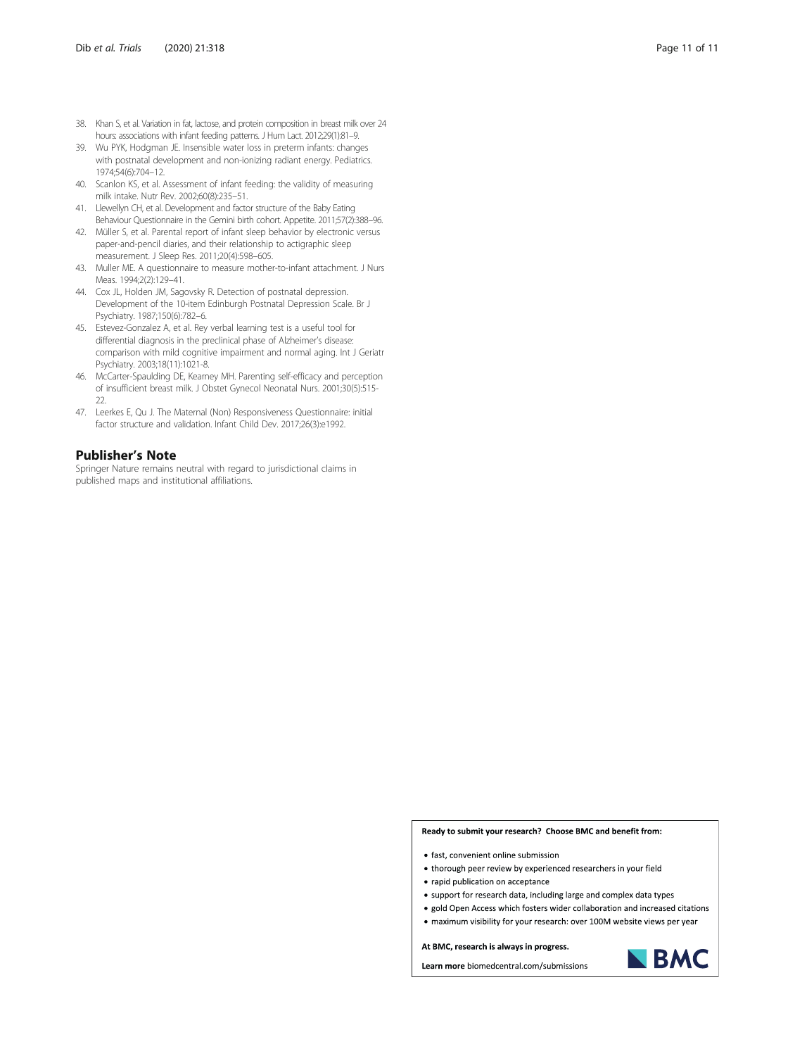38. Khan S, et al. Variation in fat, lactose, and protein composition in breast milk over 24 hours: associations with infant feeding patterns. J Hum Lact. 2012;29(1):81–9.
39. Wu PYK, Hodgman JE. Insensible water loss in preterm infants: changes with postnatal development and non-ionizing radiant energy. Pediatrics. 1974;54(6):704–12.
40. Scanlon KS, et al. Assessment of infant feeding: the validity of measuring milk intake. Nutr Rev. 2002;60(8):235–51.
41. Llewellyn CH, et al. Development and factor structure of the Baby Eating Behaviour Questionnaire in the Gemini birth cohort. Appetite. 2011;57(2):388–96.
42. Müller S, et al. Parental report of infant sleep behavior by electronic versus paper-and-pencil diaries, and their relationship to actigraphic sleep measurement. J Sleep Res. 2011;20(4):598–605.
43. Muller ME. A questionnaire to measure mother-to-infant attachment. J Nurs Meas. 1994;2(2):129–41.
44. Cox JL, Holden JM, Sagovsky R. Detection of postnatal depression. Development of the 10-item Edinburgh Postnatal Depression Scale. Br J Psychiatry. 1987;150(6):782–6.
45. Estevez-Gonzalez A, et al. Rey verbal learning test is a useful tool for differential diagnosis in the preclinical phase of Alzheimer's disease: comparison with mild cognitive impairment and normal aging. Int J Geriatr Psychiatry. 2003;18(11):1021-8.
46. McCarter-Spaulding DE, Kearney MH. Parenting self-efficacy and perception of insufficient breast milk. J Obstet Gynecol Neonatal Nurs. 2001;30(5):515-22.
47. Leerkes E, Qu J. The Maternal (Non) Responsiveness Questionnaire: initial factor structure and validation. Infant Child Dev. 2017;26(3):e1992.

## Publisher's Note

Springer Nature remains neutral with regard to jurisdictional claims in published maps and institutional affiliations.

**Ready to submit your research? Choose BMC and benefit from:**

- fast, convenient online submission
- thorough peer review by experienced researchers in your field
- rapid publication on acceptance
- support for research data, including large and complex data types
- gold Open Access which fosters wider collaboration and increased citations
- maximum visibility for your research: over 100M website views per year

**At BMC, research is always in progress.**

**Learn more** biomedcentral.com/submissions

BMC